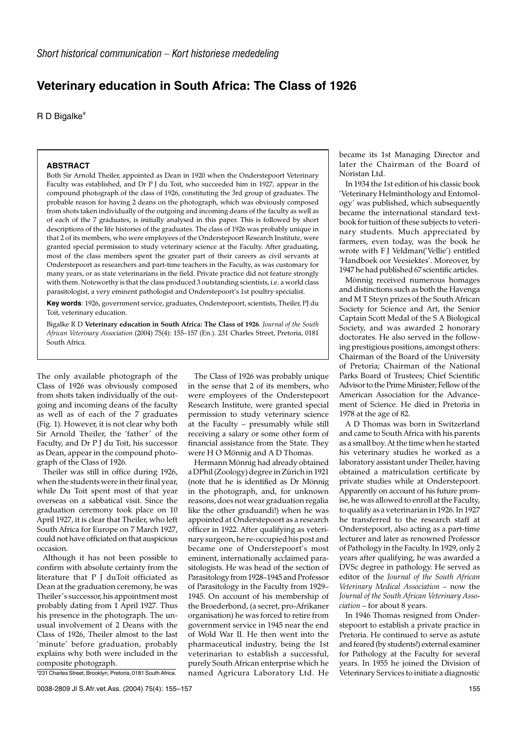*Short historical communication – Kort historiese mededeling*

# Veterinary education in South Africa: The Class of 1926

R D Bigalke[a]

## ABSTRACT

Both Sir Arnold Theiler, appointed as Dean in 1920 when the Onderstepoort Veterinary Faculty was established, and Dr P J du Toit, who succeeded him in 1927, appear in the compound photograph of the class of 1926, constituting the 3rd group of graduates. The probable reason for having 2 deans on the photograph, which was obviously composed from shots taken individually of the outgoing and incoming deans of the faculty as well as of each of the 7 graduates, is initially analysed in this paper. This is followed by short descriptions of the life histories of the graduates. The class of 1926 was probably unique in that 2 of its members, who were employees of the Onderstepoort Research Institute, were granted special permission to study veterinary science at the Faculty. After graduating, most of the class members spent the greater part of their careers as civil servants at Onderstepoort as researchers and part-time teachers in the Faculty, as was customary for many years, or as state veterinarians in the field. Private practice did not feature strongly with them. Noteworthy is that the class produced 3 outstanding scientists, i.e. a world class parasitologist, a very eminent pathologist and Onderstepoort's 1st poultry specialist.

**Key words**: 1926, government service, graduates, Onderstepoort, scientists, Theiler, PJ du Toit, veterinary education.

Bigalke R D **Veterinary education in South Africa: The Class of 1926**. *Journal of the South African Veterinary Association* (2004) 75(4): 155–157 (En.). 231 Charles Street, Pretoria, 0181 South Africa.

The only available photograph of the Class of 1926 was obviously composed from shots taken individually of the outgoing and incoming deans of the faculty as well as of each of the 7 graduates (Fig. 1). However, it is not clear why both Sir Arnold Theiler, the 'father' of the Faculty, and Dr P J du Toit, his successor as Dean, appear in the compound photograph of the Class of 1926.

Theiler was still in office during 1926, when the students were in their final year, while Du Toit spent most of that year overseas on a sabbatical visit. Since the graduation ceremony took place on 10 April 1927, it is clear that Theiler, who left South Africa for Europe on 7 March 1927, could not have officiated on that auspicious occasion.

Although it has not been possible to confirm with absolute certainty from the literature that P J duToit officiated as Dean at the graduation ceremony, he was Theiler's successor, his appointment most probably dating from 1 April 1927. Thus his presence in the photograph. The unusual involvement of 2 Deans with the Class of 1926, Theiler almost to the last 'minute' before graduation, probably explains why both were included in the composite photograph.

[a]231 Charles Street, Brooklyn, Pretoria, 0181 South Africa.

The Class of 1926 was probably unique in the sense that 2 of its members, who were employees of the Onderstepoort Research Institute, were granted special permission to study veterinary science at the Faculty – presumably while still receiving a salary or some other form of financial assistance from the State. They were H O Mönnig and A D Thomas.

Hermann Mönnig had already obtained a DPhil (Zoology) degree in Zürich in 1921 (note that he is identified as Dr Mönnig in the photograph, and, for unknown reasons, does not wear graduation regalia like the other graduandi!) when he was appointed at Onderstepoort as a research officer in 1922. After qualifying as veterinary surgeon, he re-occupied his post and became one of Onderstepoort's most eminent, internationally acclaimed parasitologists. He was head of the section of Parasitology from 1928–1945 and Professor of Parasitology in the Faculty from 1929–1945. On account of his membership of the Broederbond, (a secret, pro-Afrikaner organisation) he was forced to retire from government service in 1945 near the end of Wold War II. He then went into the pharmaceutical industry, being the 1st veterinarian to establish a successful, purely South African enterprise which he named Agricura Laboratory Ltd. He became its 1st Managing Director and later the Chairman of the Board of Noristan Ltd.

In 1934 the 1st edition of his classic book 'Veterinary Helminthology and Entomology' was published, which subsequently became the international standard textbook for tuition of these subjects to veterinary students. Much appreciated by farmers, even today, was the book he wrote with F J Veldman('Vellie') entitled 'Handboek oor Veesiektes'. Moreover, by 1947 he had published 67 scientific articles.

Mönnig received numerous homages and distinctions such as both the Havenga and M T Steyn prizes of the South African Society for Science and Art, the Senior Captain Scott Medal of the S A Biological Society, and was awarded 2 honorary doctorates. He also served in the following prestigious positions, amongst others: Chairman of the Board of the University of Pretoria; Chairman of the National Parks Board of Trustees; Chief Scientific Advisor to the Prime Minister; Fellow of the American Association for the Advancement of Science. He died in Pretoria in 1978 at the age of 82.

A D Thomas was born in Switzerland and came to South Africa with his parents as a small boy. At the time when he started his veterinary studies he worked as a laboratory assistant under Theiler, having obtained a matriculation certificate by private studies while at Onderstepoort. Apparently on account of his future promise, he was allowed to enroll at the Faculty, to qualify as a veterinarian in 1926. In 1927 he transferred to the research staff at Onderstepoort, also acting as a part-time lecturer and later as renowned Professor of Pathology in the Faculty. In 1929, only 2 years after qualifying, he was awarded a DVSc degree in pathology. He served as editor of the *Journal of the South African Veterinary Medical Association* – now the *Journal of the South African Veterinary Association* – for about 8 years.

In 1946 Thomas resigned from Onderstepoort to establish a private practice in Pretoria. He continued to serve as astute and feared (by students!) external examiner for Pathology at the Faculty for several years. In 1955 he joined the Division of Veterinary Services to initiate a diagnostic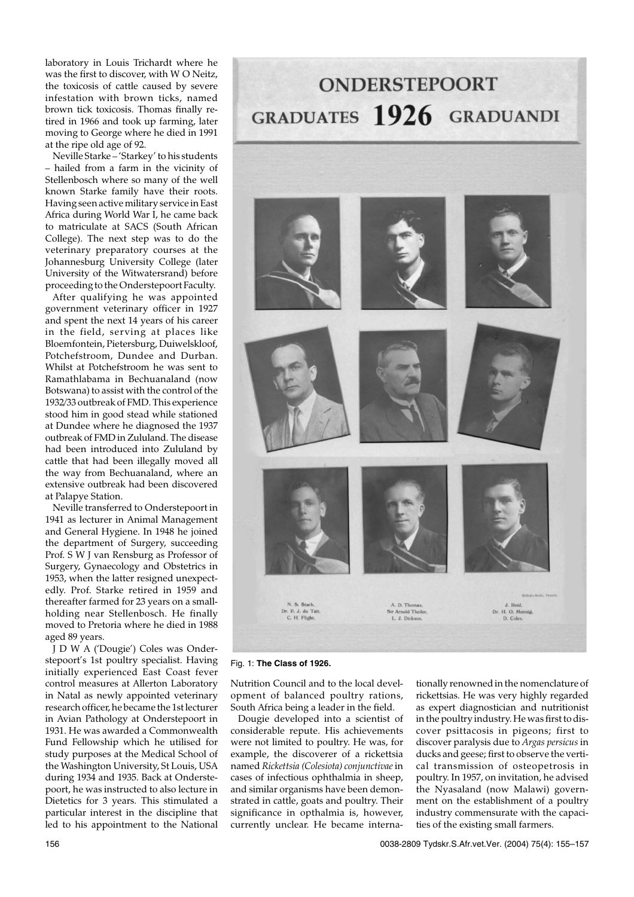laboratory in Louis Trichardt where he was the first to discover, with W O Neitz, the toxicosis of cattle caused by severe infestation with brown ticks, named brown tick toxicosis. Thomas finally retired in 1966 and took up farming, later moving to George where he died in 1991 at the ripe old age of 92.

Neville Starke – 'Starkey' to his students – hailed from a farm in the vicinity of Stellenbosch where so many of the well known Starke family have their roots. Having seen active military service in East Africa during World War I, he came back to matriculate at SACS (South African College). The next step was to do the veterinary preparatory courses at the Johannesburg University College (later University of the Witwatersrand) before proceeding to the Onderstepoort Faculty.

After qualifying he was appointed government veterinary officer in 1927 and spent the next 14 years of his career in the field, serving at places like Bloemfontein, Pietersburg, Duiwelskloof, Potchefstroom, Dundee and Durban. Whilst at Potchefstroom he was sent to Ramathlabama in Bechuanaland (now Botswana) to assist with the control of the 1932/33 outbreak of FMD. This experience stood him in good stead while stationed at Dundee where he diagnosed the 1937 outbreak of FMD in Zululand. The disease had been introduced into Zululand by cattle that had been illegally moved all the way from Bechuanaland, where an extensive outbreak had been discovered at Palapye Station.

Neville transferred to Onderstepoort in 1941 as lecturer in Animal Management and General Hygiene. In 1948 he joined the department of Surgery, succeeding Prof. S W J van Rensburg as Professor of Surgery, Gynaecology and Obstetrics in 1953, when the latter resigned unexpectedly. Prof. Starke retired in 1959 and thereafter farmed for 23 years on a smallholding near Stellenbosch. He finally moved to Pretoria where he died in 1988 aged 89 years.

J D W A ('Dougie') Coles was Onderstepoort's 1st poultry specialist. Having initially experienced East Coast fever control measures at Allerton Laboratory in Natal as newly appointed veterinary research officer, he became the 1st lecturer in Avian Pathology at Onderstepoort in 1931. He was awarded a Commonwealth Fund Fellowship which he utilised for study purposes at the Medical School of the Washington University, St Louis, USA during 1934 and 1935. Back at Onderstepoort, he was instructed to also lecture in Dietetics for 3 years. This stimulated a particular interest in the discipline that led to his appointment to the National Nutrition Council and to the local development of balanced poultry rations, South Africa being a leader in the field.

Dougie developed into a scientist of considerable repute. His achievements were not limited to poultry. He was, for example, the discoverer of a rickettsia named *Rickettsia (Colesiota) conjunctivae* in cases of infectious ophthalmia in sheep, and similar organisms have been demonstrated in cattle, goats and poultry. Their significance in opthalmia is, however, currently unclear. He became internationally renowned in the nomenclature of rickettsias. He was very highly regarded as expert diagnostician and nutritionist in the poultry industry. He was first to discover psittacosis in pigeons; first to discover paralysis due to *Argas persicus* in ducks and geese; first to observe the vertical transmission of osteopetrosis in poultry. In 1957, on invitation, he advised the Nyasaland (now Malawi) government on the establishment of a poultry industry commensurate with the capacities of the existing small farmers.

ONDERSTEPOORT GRADUATES 1926 GRADUANDI

N. S. Stark, Dr. P. J. du Toit, C. H. Flight. A. D. Thomas, Sir Arnold Theiler, L. J. Dickson. J. Reid, Dr. H. O. Mönnig, D. Coles.

Fig. 1: **The Class of 1926.**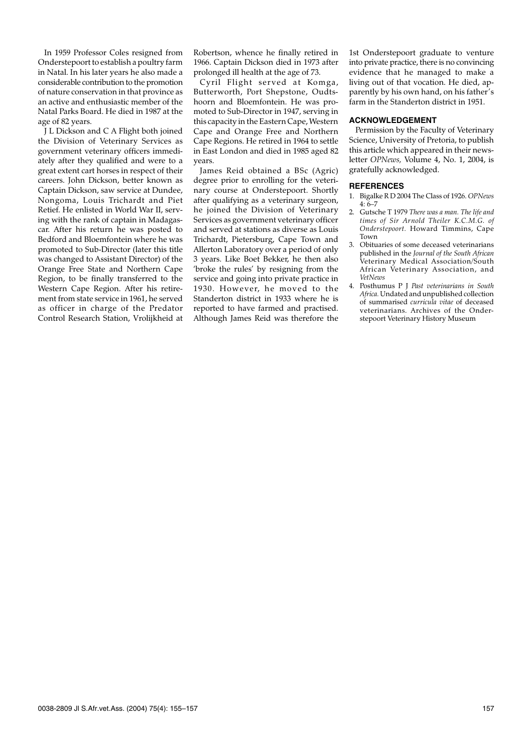In 1959 Professor Coles resigned from Onderstepoort to establish a poultry farm in Natal. In his later years he also made a considerable contribution to the promotion of nature conservation in that province as an active and enthusiastic member of the Natal Parks Board. He died in 1987 at the age of 82 years.

J L Dickson and C A Flight both joined the Division of Veterinary Services as government veterinary officers immediately after they qualified and were to a great extent cart horses in respect of their careers. John Dickson, better known as Captain Dickson, saw service at Dundee, Nongoma, Louis Trichardt and Piet Retief. He enlisted in World War II, serving with the rank of captain in Madagascar. After his return he was posted to Bedford and Bloemfontein where he was promoted to Sub-Director (later this title was changed to Assistant Director) of the Orange Free State and Northern Cape Region, to be finally transferred to the Western Cape Region. After his retirement from state service in 1961, he served as officer in charge of the Predator Control Research Station, Vrolijkheid at Robertson, whence he finally retired in 1966. Captain Dickson died in 1973 after prolonged ill health at the age of 73.

Cyril Flight served at Komga, Butterworth, Port Shepstone, Oudtshoorn and Bloemfontein. He was promoted to Sub-Director in 1947, serving in this capacity in the Eastern Cape, Western Cape and Orange Free and Northern Cape Regions. He retired in 1964 to settle in East London and died in 1985 aged 82 years.

James Reid obtained a BSc (Agric) degree prior to enrolling for the veterinary course at Onderstepoort. Shortly after qualifying as a veterinary surgeon, he joined the Division of Veterinary Services as government veterinary officer and served at stations as diverse as Louis Trichardt, Pietersburg, Cape Town and Allerton Laboratory over a period of only 3 years. Like Boet Bekker, he then also 'broke the rules' by resigning from the service and going into private practice in 1930. However, he moved to the Standerton district in 1933 where he is reported to have farmed and practised. Although James Reid was therefore the 1st Onderstepoort graduate to venture into private practice, there is no convincing evidence that he managed to make a living out of that vocation. He died, apparently by his own hand, on his father's farm in the Standerton district in 1951.

## ACKNOWLEDGEMENT

Permission by the Faculty of Veterinary Science, University of Pretoria, to publish this article which appeared in their newsletter *OPNews*, Volume 4, No. 1, 2004, is gratefully acknowledged.

## REFERENCES

1. Bigalke R D 2004 The Class of 1926. *OPNews* 4: 6–7
2. Gutsche T 1979 *There was a man. The life and times of Sir Arnold Theiler K.C.M.G. of Onderstepoort.* Howard Timmins, Cape Town
3. Obituaries of some deceased veterinarians published in the *Journal of the South African* Veterinary Medical Association/South African Veterinary Association, and *VetNews*
4. Posthumus P J *Past veterinarians in South Africa.* Undated and unpublished collection of summarised *curricula vitae* of deceased veterinarians. Archives of the Onderstepoort Veterinary History Museum